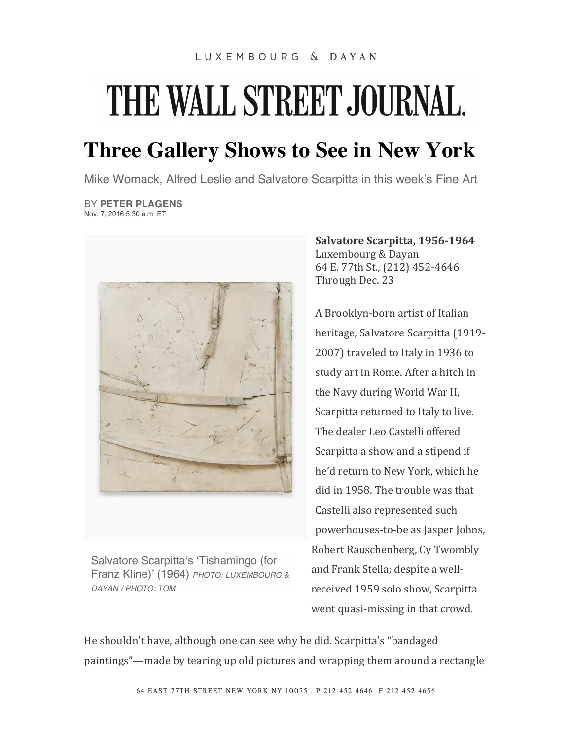LUXEMBOURG & DAYAN

THE WALL STREET JOURNAL.

# Three Gallery Shows to See in New York

Mike Womack, Alfred Leslie and Salvatore Scarpitta in this week's Fine Art

BY **PETER PLAGENS**
Nov. 7, 2016 5:30 a.m. ET

Salvatore Scarpitta's 'Tishamingo (for Franz Kline)' (1964) *PHOTO: LUXEMBOURG & DAYAN / PHOTO: TOM*

**Salvatore Scarpitta, 1956-1964**
Luxembourg & Dayan
64 E. 77th St., (212) 452-4646
Through Dec. 23

A Brooklyn-born artist of Italian heritage, Salvatore Scarpitta (1919-2007) traveled to Italy in 1936 to study art in Rome. After a hitch in the Navy during World War II, Scarpitta returned to Italy to live. The dealer Leo Castelli offered Scarpitta a show and a stipend if he'd return to New York, which he did in 1958. The trouble was that Castelli also represented such powerhouses-to-be as Jasper Johns, Robert Rauschenberg, Cy Twombly and Frank Stella; despite a well-received 1959 solo show, Scarpitta went quasi-missing in that crowd.

He shouldn't have, although one can see why he did. Scarpitta's "bandaged paintings"—made by tearing up old pictures and wrapping them around a rectangle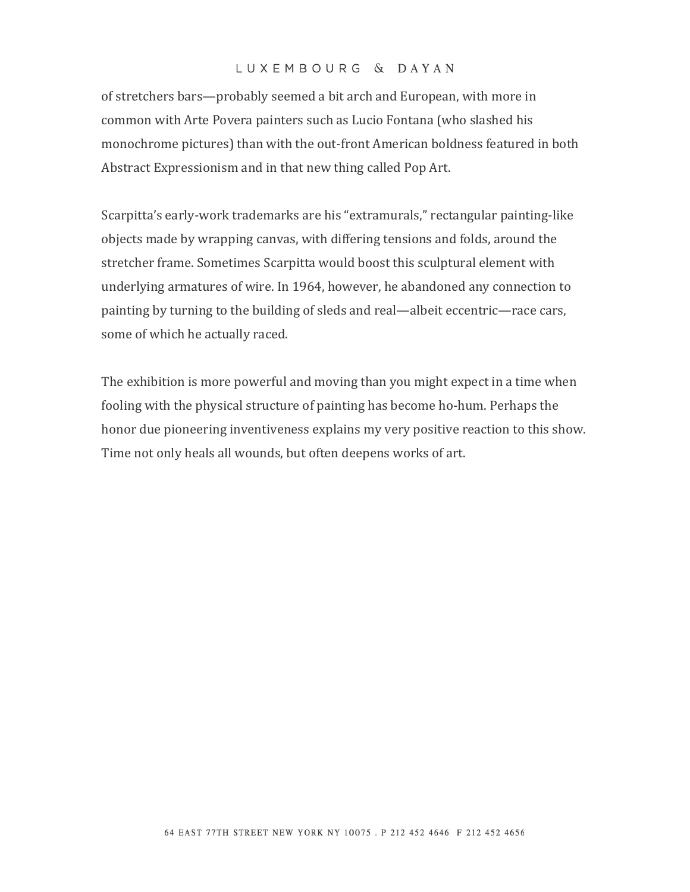of stretchers bars—probably seemed a bit arch and European, with more in common with Arte Povera painters such as Lucio Fontana (who slashed his monochrome pictures) than with the out-front American boldness featured in both Abstract Expressionism and in that new thing called Pop Art.

Scarpitta's early-work trademarks are his "extramurals," rectangular painting-like objects made by wrapping canvas, with differing tensions and folds, around the stretcher frame. Sometimes Scarpitta would boost this sculptural element with underlying armatures of wire. In 1964, however, he abandoned any connection to painting by turning to the building of sleds and real—albeit eccentric—race cars, some of which he actually raced.

The exhibition is more powerful and moving than you might expect in a time when fooling with the physical structure of painting has become ho-hum. Perhaps the honor due pioneering inventiveness explains my very positive reaction to this show. Time not only heals all wounds, but often deepens works of art.